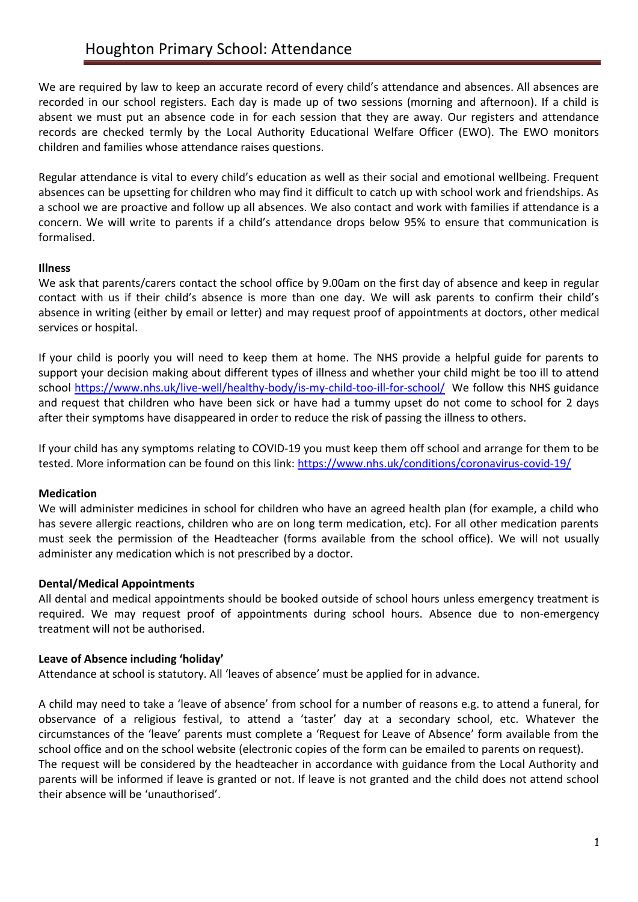# Houghton Primary School: Attendance

We are required by law to keep an accurate record of every child's attendance and absences. All absences are recorded in our school registers. Each day is made up of two sessions (morning and afternoon). If a child is absent we must put an absence code in for each session that they are away. Our registers and attendance records are checked termly by the Local Authority Educational Welfare Officer (EWO). The EWO monitors children and families whose attendance raises questions.

Regular attendance is vital to every child's education as well as their social and emotional wellbeing. Frequent absences can be upsetting for children who may find it difficult to catch up with school work and friendships. As a school we are proactive and follow up all absences. We also contact and work with families if attendance is a concern. We will write to parents if a child's attendance drops below 95% to ensure that communication is formalised.

**Illness**

We ask that parents/carers contact the school office by 9.00am on the first day of absence and keep in regular contact with us if their child's absence is more than one day. We will ask parents to confirm their child's absence in writing (either by email or letter) and may request proof of appointments at doctors, other medical services or hospital.

If your child is poorly you will need to keep them at home. The NHS provide a helpful guide for parents to support your decision making about different types of illness and whether your child might be too ill to attend school https://www.nhs.uk/live-well/healthy-body/is-my-child-too-ill-for-school/ We follow this NHS guidance and request that children who have been sick or have had a tummy upset do not come to school for 2 days after their symptoms have disappeared in order to reduce the risk of passing the illness to others.

If your child has any symptoms relating to COVID-19 you must keep them off school and arrange for them to be tested. More information can be found on this link: https://www.nhs.uk/conditions/coronavirus-covid-19/

**Medication**

We will administer medicines in school for children who have an agreed health plan (for example, a child who has severe allergic reactions, children who are on long term medication, etc). For all other medication parents must seek the permission of the Headteacher (forms available from the school office). We will not usually administer any medication which is not prescribed by a doctor.

**Dental/Medical Appointments**

All dental and medical appointments should be booked outside of school hours unless emergency treatment is required. We may request proof of appointments during school hours. Absence due to non-emergency treatment will not be authorised.

**Leave of Absence including 'holiday'**

Attendance at school is statutory. All 'leaves of absence' must be applied for in advance.

A child may need to take a 'leave of absence' from school for a number of reasons e.g. to attend a funeral, for observance of a religious festival, to attend a 'taster' day at a secondary school, etc. Whatever the circumstances of the 'leave' parents must complete a 'Request for Leave of Absence' form available from the school office and on the school website (electronic copies of the form can be emailed to parents on request).
The request will be considered by the headteacher in accordance with guidance from the Local Authority and parents will be informed if leave is granted or not. If leave is not granted and the child does not attend school their absence will be 'unauthorised'.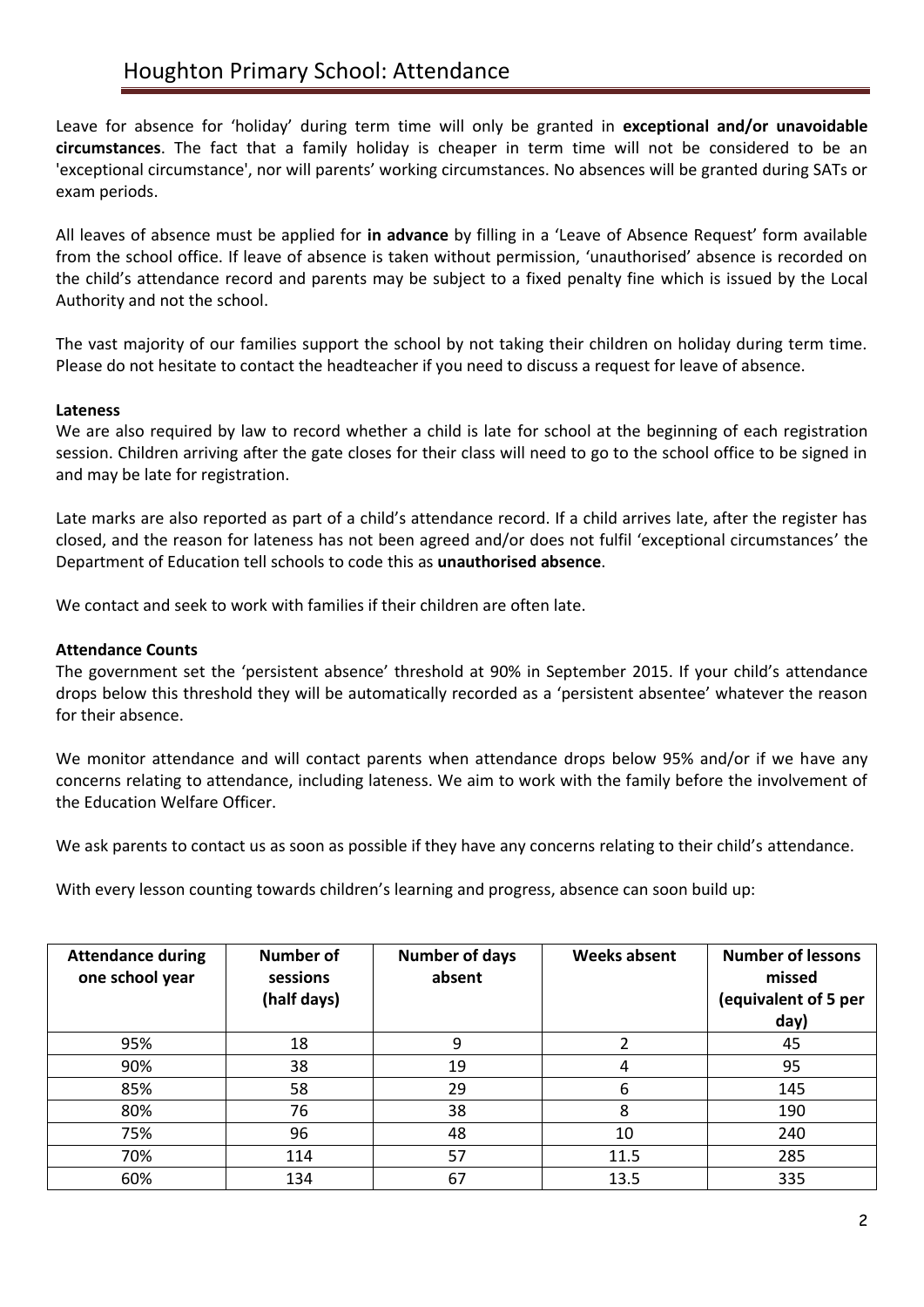# Houghton Primary School: Attendance

Leave for absence for 'holiday' during term time will only be granted in **exceptional and/or unavoidable circumstances**. The fact that a family holiday is cheaper in term time will not be considered to be an 'exceptional circumstance', nor will parents' working circumstances. No absences will be granted during SATs or exam periods.

All leaves of absence must be applied for **in advance** by filling in a 'Leave of Absence Request' form available from the school office. If leave of absence is taken without permission, 'unauthorised' absence is recorded on the child's attendance record and parents may be subject to a fixed penalty fine which is issued by the Local Authority and not the school.

The vast majority of our families support the school by not taking their children on holiday during term time. Please do not hesitate to contact the headteacher if you need to discuss a request for leave of absence.

**Lateness**

We are also required by law to record whether a child is late for school at the beginning of each registration session. Children arriving after the gate closes for their class will need to go to the school office to be signed in and may be late for registration.

Late marks are also reported as part of a child's attendance record. If a child arrives late, after the register has closed, and the reason for lateness has not been agreed and/or does not fulfil 'exceptional circumstances' the Department of Education tell schools to code this as **unauthorised absence**.

We contact and seek to work with families if their children are often late.

**Attendance Counts**

The government set the 'persistent absence' threshold at 90% in September 2015. If your child's attendance drops below this threshold they will be automatically recorded as a 'persistent absentee' whatever the reason for their absence.

We monitor attendance and will contact parents when attendance drops below 95% and/or if we have any concerns relating to attendance, including lateness. We aim to work with the family before the involvement of the Education Welfare Officer.

We ask parents to contact us as soon as possible if they have any concerns relating to their child's attendance.

With every lesson counting towards children's learning and progress, absence can soon build up:

| Attendance during one school year | Number of sessions (half days) | Number of days absent | Weeks absent | Number of lessons missed (equivalent of 5 per day) |
|---|---|---|---|---|
| 95% | 18 | 9 | 2 | 45 |
| 90% | 38 | 19 | 4 | 95 |
| 85% | 58 | 29 | 6 | 145 |
| 80% | 76 | 38 | 8 | 190 |
| 75% | 96 | 48 | 10 | 240 |
| 70% | 114 | 57 | 11.5 | 285 |
| 60% | 134 | 67 | 13.5 | 335 |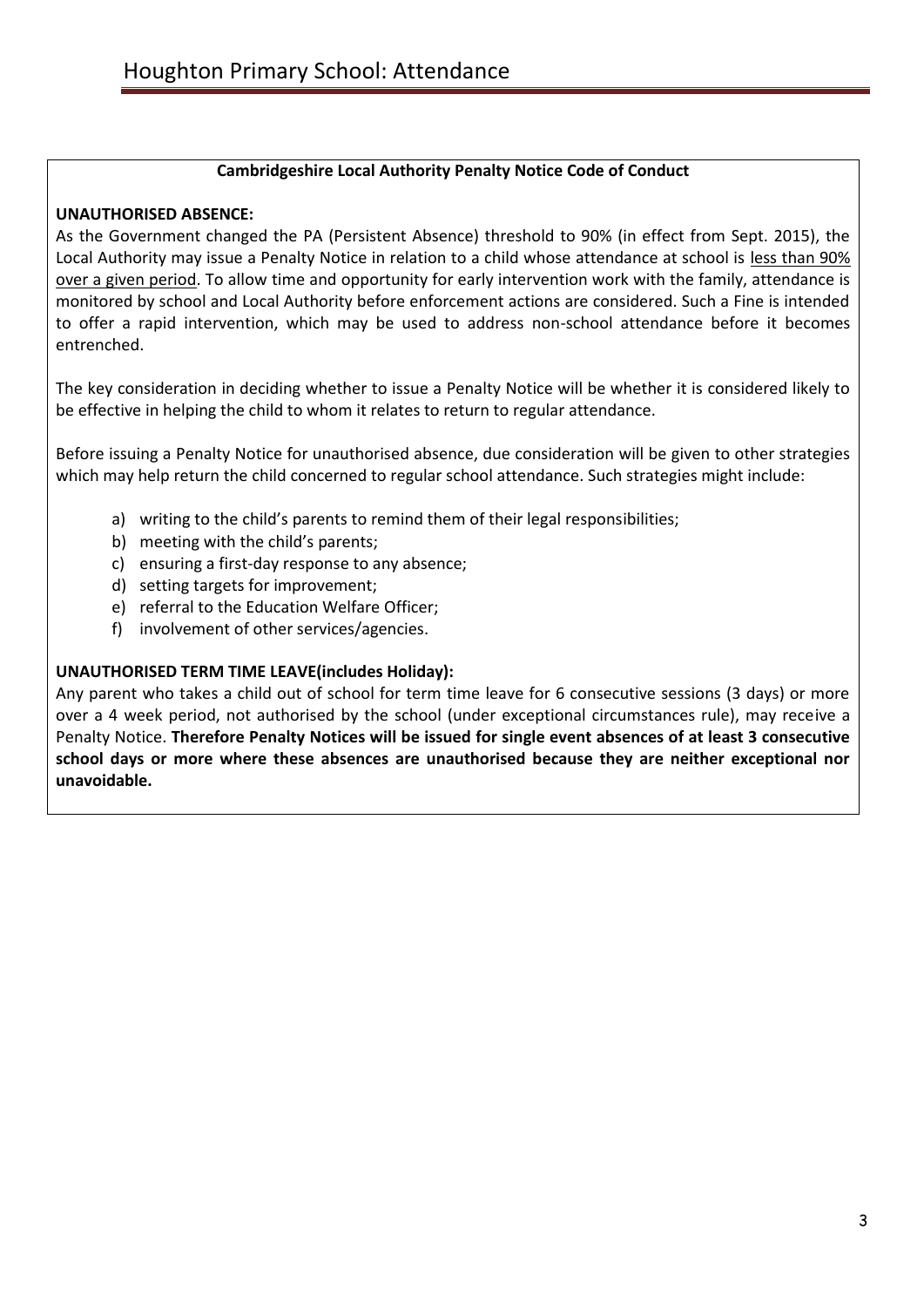**Cambridgeshire Local Authority Penalty Notice Code of Conduct**

**UNAUTHORISED ABSENCE:**

As the Government changed the PA (Persistent Absence) threshold to 90% (in effect from Sept. 2015), the Local Authority may issue a Penalty Notice in relation to a child whose attendance at school is less than 90% over a given period. To allow time and opportunity for early intervention work with the family, attendance is monitored by school and Local Authority before enforcement actions are considered. Such a Fine is intended to offer a rapid intervention, which may be used to address non-school attendance before it becomes entrenched.

The key consideration in deciding whether to issue a Penalty Notice will be whether it is considered likely to be effective in helping the child to whom it relates to return to regular attendance.

Before issuing a Penalty Notice for unauthorised absence, due consideration will be given to other strategies which may help return the child concerned to regular school attendance. Such strategies might include:

a) writing to the child's parents to remind them of their legal responsibilities;
b) meeting with the child's parents;
c) ensuring a first-day response to any absence;
d) setting targets for improvement;
e) referral to the Education Welfare Officer;
f) involvement of other services/agencies.

**UNAUTHORISED TERM TIME LEAVE(includes Holiday):**

Any parent who takes a child out of school for term time leave for 6 consecutive sessions (3 days) or more over a 4 week period, not authorised by the school (under exceptional circumstances rule), may receive a Penalty Notice. **Therefore Penalty Notices will be issued for single event absences of at least 3 consecutive school days or more where these absences are unauthorised because they are neither exceptional nor unavoidable.**